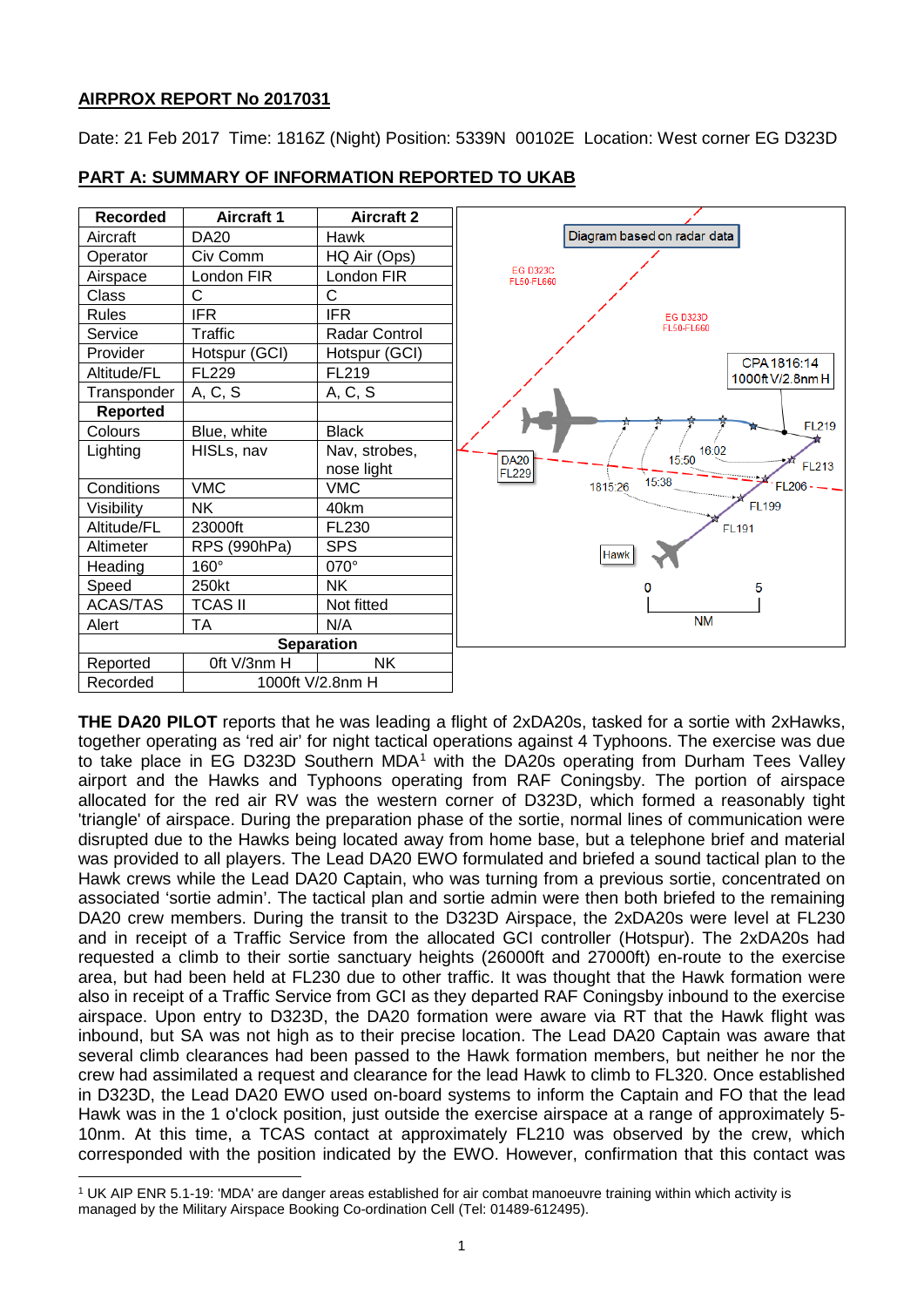**AIRPROX REPORT No 2017031**

Date: 21 Feb 2017 Time: 1816Z (Night) Position: 5339N 00102E Location: West corner EG D323D

**PART A: SUMMARY OF INFORMATION REPORTED TO UKAB**

| Recorded | Aircraft 1 | Aircraft 2 |
|---|---|---|
| Aircraft | DA20 | Hawk |
| Operator | Civ Comm | HQ Air (Ops) |
| Airspace | London FIR | London FIR |
| Class | C | C |
| Rules | IFR | IFR |
| Service | Traffic | Radar Control |
| Provider | Hotspur (GCI) | Hotspur (GCI) |
| Altitude/FL | FL229 | FL219 |
| Transponder | A, C, S | A, C, S |
| **Reported** | | |
| Colours | Blue, white | Black |
| Lighting | HISLs, nav | Nav, strobes, nose light |
| Conditions | VMC | VMC |
| Visibility | NK | 40km |
| Altitude/FL | 23000ft | FL230 |
| Altimeter | RPS (990hPa) | SPS |
| Heading | 160° | 070° |
| Speed | 250kt | NK |
| ACAS/TAS | TCAS II | Not fitted |
| Alert | TA | N/A |
| **Separation** | | |
| Reported | 0ft V/3nm H | NK |
| Recorded | 1000ft V/2.8nm H | |

**THE DA20 PILOT** reports that he was leading a flight of 2xDA20s, tasked for a sortie with 2xHawks, together operating as 'red air' for night tactical operations against 4 Typhoons. The exercise was due to take place in EG D323D Southern MDA[1] with the DA20s operating from Durham Tees Valley airport and the Hawks and Typhoons operating from RAF Coningsby. The portion of airspace allocated for the red air RV was the western corner of D323D, which formed a reasonably tight 'triangle' of airspace. During the preparation phase of the sortie, normal lines of communication were disrupted due to the Hawks being located away from home base, but a telephone brief and material was provided to all players. The Lead DA20 EWO formulated and briefed a sound tactical plan to the Hawk crews while the Lead DA20 Captain, who was turning from a previous sortie, concentrated on associated 'sortie admin'. The tactical plan and sortie admin were then both briefed to the remaining DA20 crew members. During the transit to the D323D Airspace, the 2xDA20s were level at FL230 and in receipt of a Traffic Service from the allocated GCI controller (Hotspur). The 2xDA20s had requested a climb to their sortie sanctuary heights (26000ft and 27000ft) en-route to the exercise area, but had been held at FL230 due to other traffic. It was thought that the Hawk formation were also in receipt of a Traffic Service from GCI as they departed RAF Coningsby inbound to the exercise airspace. Upon entry to D323D, the DA20 formation were aware via RT that the Hawk flight was inbound, but SA was not high as to their precise location. The Lead DA20 Captain was aware that several climb clearances had been passed to the Hawk formation members, but neither he nor the crew had assimilated a request and clearance for the lead Hawk to climb to FL320. Once established in D323D, the Lead DA20 EWO used on-board systems to inform the Captain and FO that the lead Hawk was in the 1 o'clock position, just outside the exercise airspace at a range of approximately 5-10nm. At this time, a TCAS contact at approximately FL210 was observed by the crew, which corresponded with the position indicated by the EWO. However, confirmation that this contact was

[1] UK AIP ENR 5.1-19: 'MDA' are danger areas established for air combat manoeuvre training within which activity is managed by the Military Airspace Booking Co-ordination Cell (Tel: 01489-612495).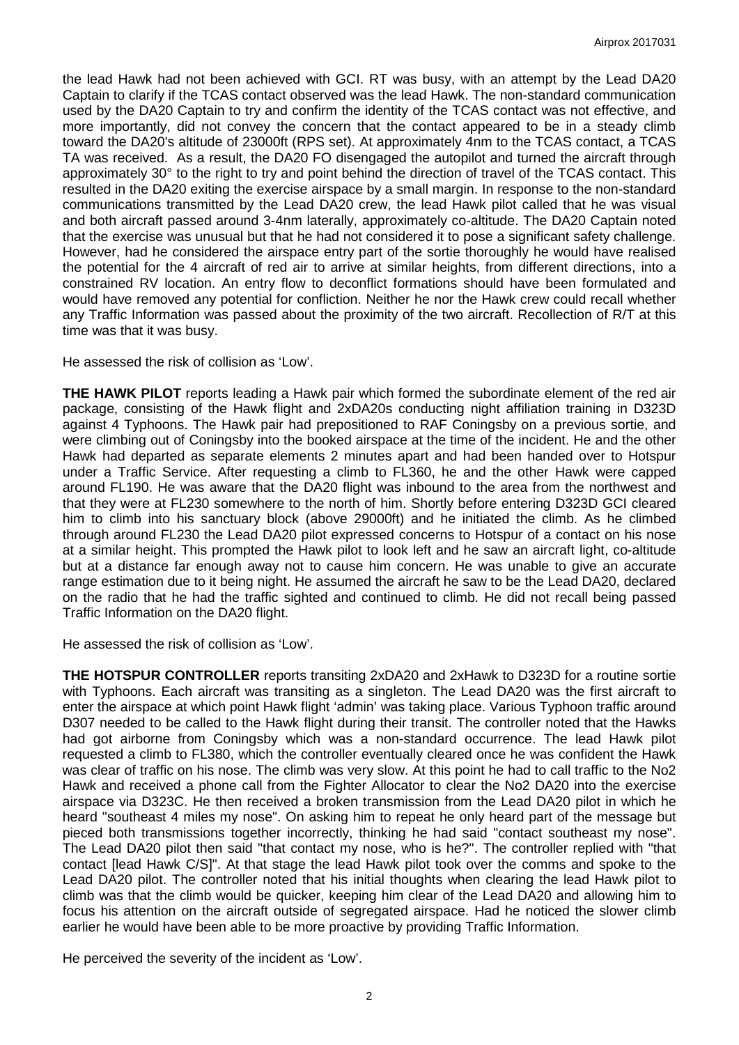the lead Hawk had not been achieved with GCI. RT was busy, with an attempt by the Lead DA20 Captain to clarify if the TCAS contact observed was the lead Hawk. The non-standard communication used by the DA20 Captain to try and confirm the identity of the TCAS contact was not effective, and more importantly, did not convey the concern that the contact appeared to be in a steady climb toward the DA20's altitude of 23000ft (RPS set). At approximately 4nm to the TCAS contact, a TCAS TA was received. As a result, the DA20 FO disengaged the autopilot and turned the aircraft through approximately 30° to the right to try and point behind the direction of travel of the TCAS contact. This resulted in the DA20 exiting the exercise airspace by a small margin. In response to the non-standard communications transmitted by the Lead DA20 crew, the lead Hawk pilot called that he was visual and both aircraft passed around 3-4nm laterally, approximately co-altitude. The DA20 Captain noted that the exercise was unusual but that he had not considered it to pose a significant safety challenge. However, had he considered the airspace entry part of the sortie thoroughly he would have realised the potential for the 4 aircraft of red air to arrive at similar heights, from different directions, into a constrained RV location. An entry flow to deconflict formations should have been formulated and would have removed any potential for confliction. Neither he nor the Hawk crew could recall whether any Traffic Information was passed about the proximity of the two aircraft. Recollection of R/T at this time was that it was busy.

He assessed the risk of collision as 'Low'.

**THE HAWK PILOT** reports leading a Hawk pair which formed the subordinate element of the red air package, consisting of the Hawk flight and 2xDA20s conducting night affiliation training in D323D against 4 Typhoons. The Hawk pair had prepositioned to RAF Coningsby on a previous sortie, and were climbing out of Coningsby into the booked airspace at the time of the incident. He and the other Hawk had departed as separate elements 2 minutes apart and had been handed over to Hotspur under a Traffic Service. After requesting a climb to FL360, he and the other Hawk were capped around FL190. He was aware that the DA20 flight was inbound to the area from the northwest and that they were at FL230 somewhere to the north of him. Shortly before entering D323D GCI cleared him to climb into his sanctuary block (above 29000ft) and he initiated the climb. As he climbed through around FL230 the Lead DA20 pilot expressed concerns to Hotspur of a contact on his nose at a similar height. This prompted the Hawk pilot to look left and he saw an aircraft light, co-altitude but at a distance far enough away not to cause him concern. He was unable to give an accurate range estimation due to it being night. He assumed the aircraft he saw to be the Lead DA20, declared on the radio that he had the traffic sighted and continued to climb. He did not recall being passed Traffic Information on the DA20 flight.

He assessed the risk of collision as 'Low'.

**THE HOTSPUR CONTROLLER** reports transiting 2xDA20 and 2xHawk to D323D for a routine sortie with Typhoons. Each aircraft was transiting as a singleton. The Lead DA20 was the first aircraft to enter the airspace at which point Hawk flight 'admin' was taking place. Various Typhoon traffic around D307 needed to be called to the Hawk flight during their transit. The controller noted that the Hawks had got airborne from Coningsby which was a non-standard occurrence. The lead Hawk pilot requested a climb to FL380, which the controller eventually cleared once he was confident the Hawk was clear of traffic on his nose. The climb was very slow. At this point he had to call traffic to the No2 Hawk and received a phone call from the Fighter Allocator to clear the No2 DA20 into the exercise airspace via D323C. He then received a broken transmission from the Lead DA20 pilot in which he heard "southeast 4 miles my nose". On asking him to repeat he only heard part of the message but pieced both transmissions together incorrectly, thinking he had said "contact southeast my nose". The Lead DA20 pilot then said "that contact my nose, who is he?". The controller replied with "that contact [lead Hawk C/S]". At that stage the lead Hawk pilot took over the comms and spoke to the Lead DA20 pilot. The controller noted that his initial thoughts when clearing the lead Hawk pilot to climb was that the climb would be quicker, keeping him clear of the Lead DA20 and allowing him to focus his attention on the aircraft outside of segregated airspace. Had he noticed the slower climb earlier he would have been able to be more proactive by providing Traffic Information.

He perceived the severity of the incident as 'Low'.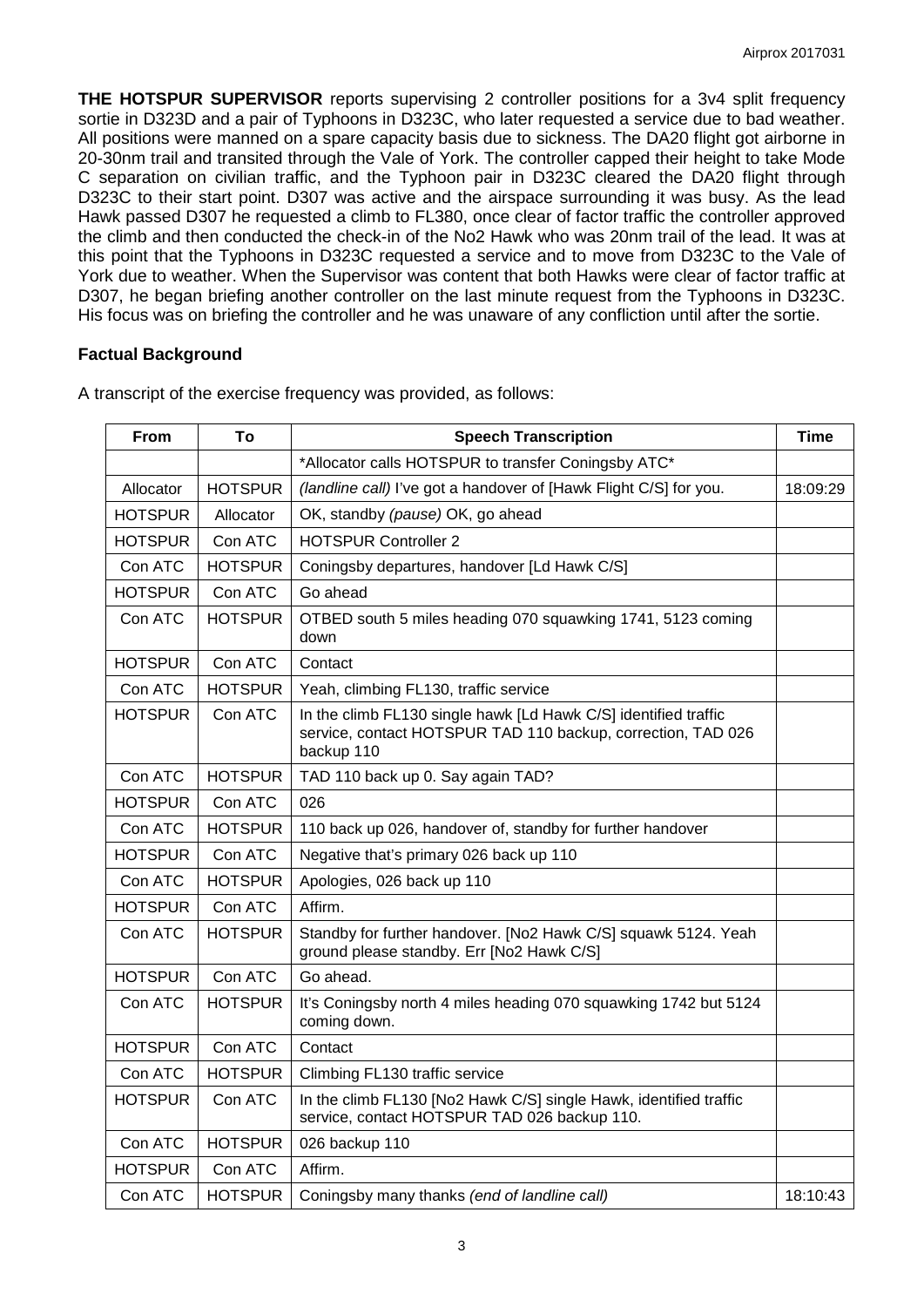**THE HOTSPUR SUPERVISOR** reports supervising 2 controller positions for a 3v4 split frequency sortie in D323D and a pair of Typhoons in D323C, who later requested a service due to bad weather. All positions were manned on a spare capacity basis due to sickness. The DA20 flight got airborne in 20-30nm trail and transited through the Vale of York. The controller capped their height to take Mode C separation on civilian traffic, and the Typhoon pair in D323C cleared the DA20 flight through D323C to their start point. D307 was active and the airspace surrounding it was busy. As the lead Hawk passed D307 he requested a climb to FL380, once clear of factor traffic the controller approved the climb and then conducted the check-in of the No2 Hawk who was 20nm trail of the lead. It was at this point that the Typhoons in D323C requested a service and to move from D323C to the Vale of York due to weather. When the Supervisor was content that both Hawks were clear of factor traffic at D307, he began briefing another controller on the last minute request from the Typhoons in D323C. His focus was on briefing the controller and he was unaware of any confliction until after the sortie.

## Factual Background

A transcript of the exercise frequency was provided, as follows:

| From | To | Speech Transcription | Time |
|---|---|---|---|
| | | *Allocator calls HOTSPUR to transfer Coningsby ATC* | |
| Allocator | HOTSPUR | *(landline call)* I've got a handover of [Hawk Flight C/S] for you. | 18:09:29 |
| HOTSPUR | Allocator | OK, standby *(pause)* OK, go ahead | |
| HOTSPUR | Con ATC | HOTSPUR Controller 2 | |
| Con ATC | HOTSPUR | Coningsby departures, handover [Ld Hawk C/S] | |
| HOTSPUR | Con ATC | Go ahead | |
| Con ATC | HOTSPUR | OTBED south 5 miles heading 070 squawking 1741, 5123 coming down | |
| HOTSPUR | Con ATC | Contact | |
| Con ATC | HOTSPUR | Yeah, climbing FL130, traffic service | |
| HOTSPUR | Con ATC | In the climb FL130 single hawk [Ld Hawk C/S] identified traffic service, contact HOTSPUR TAD 110 backup, correction, TAD 026 backup 110 | |
| Con ATC | HOTSPUR | TAD 110 back up 0. Say again TAD? | |
| HOTSPUR | Con ATC | 026 | |
| Con ATC | HOTSPUR | 110 back up 026, handover of, standby for further handover | |
| HOTSPUR | Con ATC | Negative that's primary 026 back up 110 | |
| Con ATC | HOTSPUR | Apologies, 026 back up 110 | |
| HOTSPUR | Con ATC | Affirm. | |
| Con ATC | HOTSPUR | Standby for further handover. [No2 Hawk C/S] squawk 5124. Yeah ground please standby. Err [No2 Hawk C/S] | |
| HOTSPUR | Con ATC | Go ahead. | |
| Con ATC | HOTSPUR | It's Coningsby north 4 miles heading 070 squawking 1742 but 5124 coming down. | |
| HOTSPUR | Con ATC | Contact | |
| Con ATC | HOTSPUR | Climbing FL130 traffic service | |
| HOTSPUR | Con ATC | In the climb FL130 [No2 Hawk C/S] single Hawk, identified traffic service, contact HOTSPUR TAD 026 backup 110. | |
| Con ATC | HOTSPUR | 026 backup 110 | |
| HOTSPUR | Con ATC | Affirm. | |
| Con ATC | HOTSPUR | Coningsby many thanks *(end of landline call)* | 18:10:43 |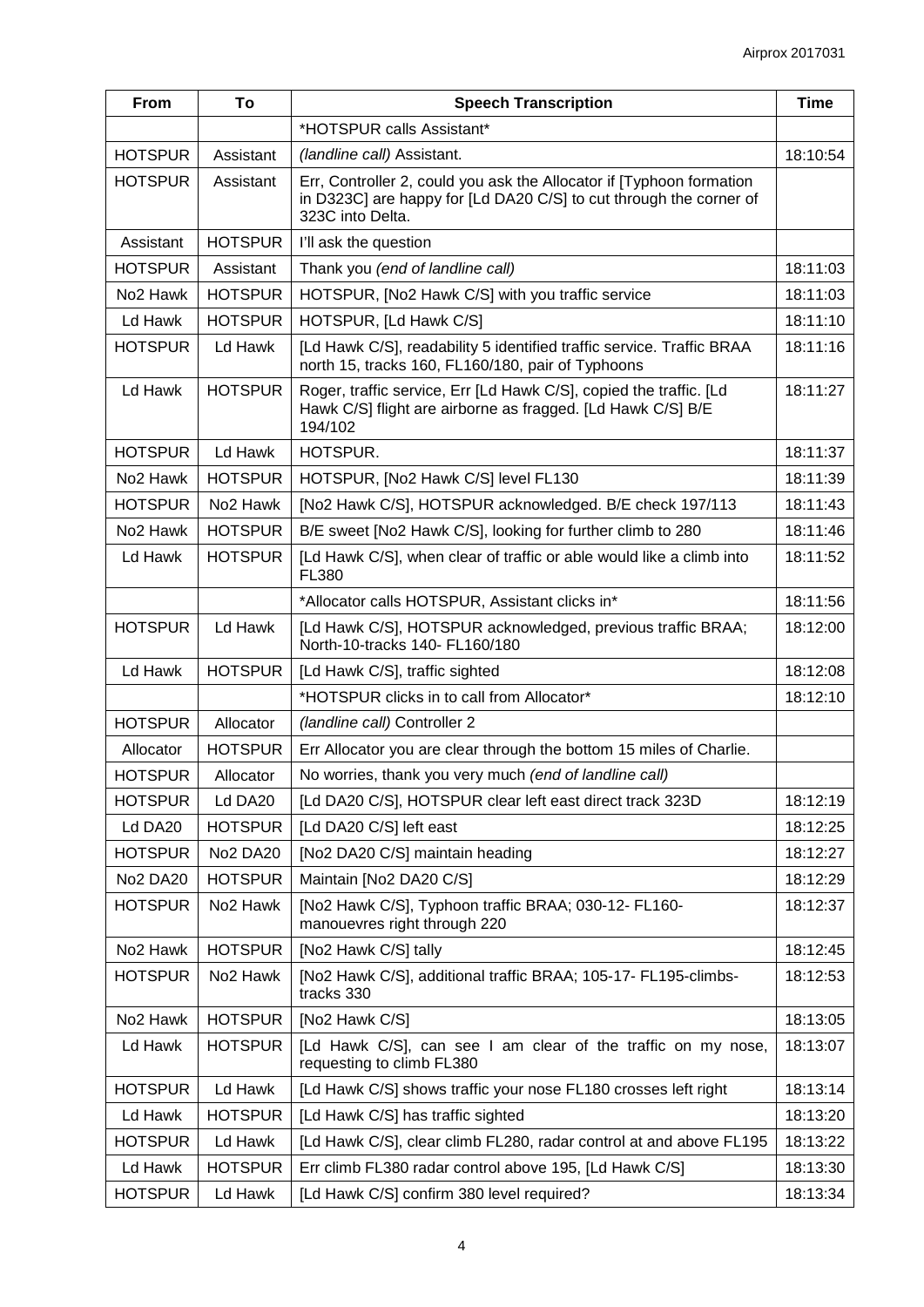| From | To | Speech Transcription | Time |
|---|---|---|---|
| | | *HOTSPUR calls Assistant* | |
| HOTSPUR | Assistant | *(landline call)* Assistant. | 18:10:54 |
| HOTSPUR | Assistant | Err, Controller 2, could you ask the Allocator if [Typhoon formation in D323C] are happy for [Ld DA20 C/S] to cut through the corner of 323C into Delta. | |
| Assistant | HOTSPUR | I'll ask the question | |
| HOTSPUR | Assistant | Thank you *(end of landline call)* | 18:11:03 |
| No2 Hawk | HOTSPUR | HOTSPUR, [No2 Hawk C/S] with you traffic service | 18:11:03 |
| Ld Hawk | HOTSPUR | HOTSPUR, [Ld Hawk C/S] | 18:11:10 |
| HOTSPUR | Ld Hawk | [Ld Hawk C/S], readability 5 identified traffic service. Traffic BRAA north 15, tracks 160, FL160/180, pair of Typhoons | 18:11:16 |
| Ld Hawk | HOTSPUR | Roger, traffic service, Err [Ld Hawk C/S], copied the traffic. [Ld Hawk C/S] flight are airborne as fragged. [Ld Hawk C/S] B/E 194/102 | 18:11:27 |
| HOTSPUR | Ld Hawk | HOTSPUR. | 18:11:37 |
| No2 Hawk | HOTSPUR | HOTSPUR, [No2 Hawk C/S] level FL130 | 18:11:39 |
| HOTSPUR | No2 Hawk | [No2 Hawk C/S], HOTSPUR acknowledged. B/E check 197/113 | 18:11:43 |
| No2 Hawk | HOTSPUR | B/E sweet [No2 Hawk C/S], looking for further climb to 280 | 18:11:46 |
| Ld Hawk | HOTSPUR | [Ld Hawk C/S], when clear of traffic or able would like a climb into FL380 | 18:11:52 |
| | | *Allocator calls HOTSPUR, Assistant clicks in* | 18:11:56 |
| HOTSPUR | Ld Hawk | [Ld Hawk C/S], HOTSPUR acknowledged, previous traffic BRAA; North-10-tracks 140- FL160/180 | 18:12:00 |
| Ld Hawk | HOTSPUR | [Ld Hawk C/S], traffic sighted | 18:12:08 |
| | | *HOTSPUR clicks in to call from Allocator* | 18:12:10 |
| HOTSPUR | Allocator | *(landline call)* Controller 2 | |
| Allocator | HOTSPUR | Err Allocator you are clear through the bottom 15 miles of Charlie. | |
| HOTSPUR | Allocator | No worries, thank you very much *(end of landline call)* | |
| HOTSPUR | Ld DA20 | [Ld DA20 C/S], HOTSPUR clear left east direct track 323D | 18:12:19 |
| Ld DA20 | HOTSPUR | [Ld DA20 C/S] left east | 18:12:25 |
| HOTSPUR | No2 DA20 | [No2 DA20 C/S] maintain heading | 18:12:27 |
| No2 DA20 | HOTSPUR | Maintain [No2 DA20 C/S] | 18:12:29 |
| HOTSPUR | No2 Hawk | [No2 Hawk C/S], Typhoon traffic BRAA; 030-12- FL160- manouevres right through 220 | 18:12:37 |
| No2 Hawk | HOTSPUR | [No2 Hawk C/S] tally | 18:12:45 |
| HOTSPUR | No2 Hawk | [No2 Hawk C/S], additional traffic BRAA; 105-17- FL195-climbs- tracks 330 | 18:12:53 |
| No2 Hawk | HOTSPUR | [No2 Hawk C/S] | 18:13:05 |
| Ld Hawk | HOTSPUR | [Ld Hawk C/S], can see I am clear of the traffic on my nose, requesting to climb FL380 | 18:13:07 |
| HOTSPUR | Ld Hawk | [Ld Hawk C/S] shows traffic your nose FL180 crosses left right | 18:13:14 |
| Ld Hawk | HOTSPUR | [Ld Hawk C/S] has traffic sighted | 18:13:20 |
| HOTSPUR | Ld Hawk | [Ld Hawk C/S], clear climb FL280, radar control at and above FL195 | 18:13:22 |
| Ld Hawk | HOTSPUR | Err climb FL380 radar control above 195, [Ld Hawk C/S] | 18:13:30 |
| HOTSPUR | Ld Hawk | [Ld Hawk C/S] confirm 380 level required? | 18:13:34 |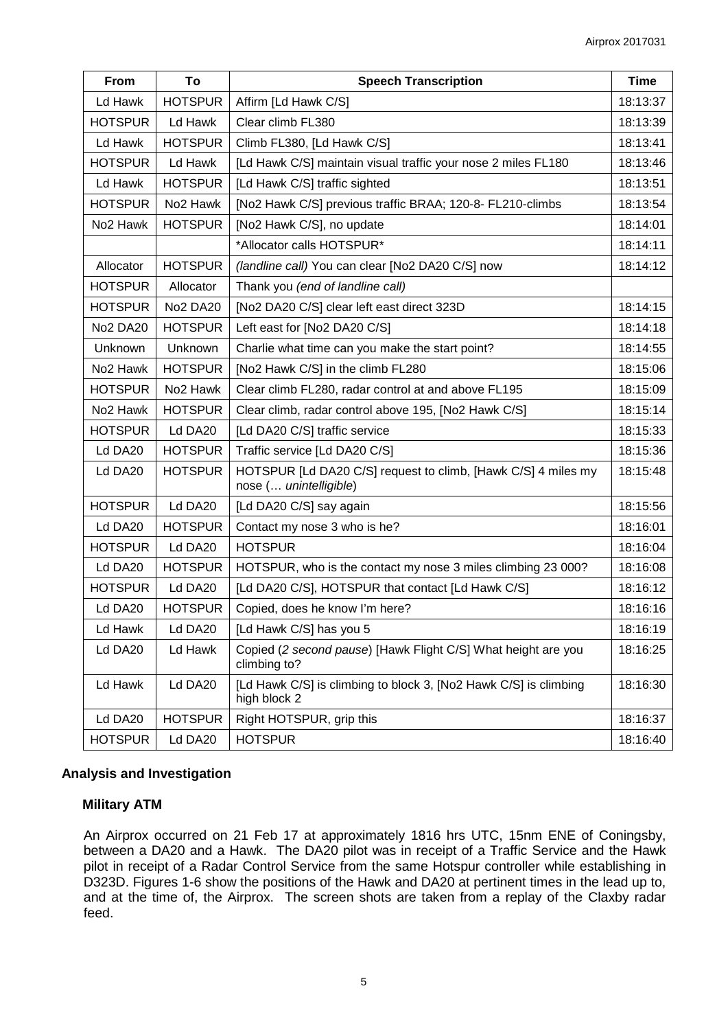| From | To | Speech Transcription | Time |
|---|---|---|---|
| Ld Hawk | HOTSPUR | Affirm [Ld Hawk C/S] | 18:13:37 |
| HOTSPUR | Ld Hawk | Clear climb FL380 | 18:13:39 |
| Ld Hawk | HOTSPUR | Climb FL380, [Ld Hawk C/S] | 18:13:41 |
| HOTSPUR | Ld Hawk | [Ld Hawk C/S] maintain visual traffic your nose 2 miles FL180 | 18:13:46 |
| Ld Hawk | HOTSPUR | [Ld Hawk C/S] traffic sighted | 18:13:51 |
| HOTSPUR | No2 Hawk | [No2 Hawk C/S] previous traffic BRAA; 120-8- FL210-climbs | 18:13:54 |
| No2 Hawk | HOTSPUR | [No2 Hawk C/S], no update | 18:14:01 |
| | | *Allocator calls HOTSPUR* | 18:14:11 |
| Allocator | HOTSPUR | *(landline call)* You can clear [No2 DA20 C/S] now | 18:14:12 |
| HOTSPUR | Allocator | Thank you *(end of landline call)* | |
| HOTSPUR | No2 DA20 | [No2 DA20 C/S] clear left east direct 323D | 18:14:15 |
| No2 DA20 | HOTSPUR | Left east for [No2 DA20 C/S] | 18:14:18 |
| Unknown | Unknown | Charlie what time can you make the start point? | 18:14:55 |
| No2 Hawk | HOTSPUR | [No2 Hawk C/S] in the climb FL280 | 18:15:06 |
| HOTSPUR | No2 Hawk | Clear climb FL280, radar control at and above FL195 | 18:15:09 |
| No2 Hawk | HOTSPUR | Clear climb, radar control above 195, [No2 Hawk C/S] | 18:15:14 |
| HOTSPUR | Ld DA20 | [Ld DA20 C/S] traffic service | 18:15:33 |
| Ld DA20 | HOTSPUR | Traffic service [Ld DA20 C/S] | 18:15:36 |
| Ld DA20 | HOTSPUR | HOTSPUR [Ld DA20 C/S] request to climb, [Hawk C/S] 4 miles my nose (… *unintelligible*) | 18:15:48 |
| HOTSPUR | Ld DA20 | [Ld DA20 C/S] say again | 18:15:56 |
| Ld DA20 | HOTSPUR | Contact my nose 3 who is he? | 18:16:01 |
| HOTSPUR | Ld DA20 | HOTSPUR | 18:16:04 |
| Ld DA20 | HOTSPUR | HOTSPUR, who is the contact my nose 3 miles climbing 23 000? | 18:16:08 |
| HOTSPUR | Ld DA20 | [Ld DA20 C/S], HOTSPUR that contact [Ld Hawk C/S] | 18:16:12 |
| Ld DA20 | HOTSPUR | Copied, does he know I'm here? | 18:16:16 |
| Ld Hawk | Ld DA20 | [Ld Hawk C/S] has you 5 | 18:16:19 |
| Ld DA20 | Ld Hawk | Copied (*2 second pause*) [Hawk Flight C/S] What height are you climbing to? | 18:16:25 |
| Ld Hawk | Ld DA20 | [Ld Hawk C/S] is climbing to block 3, [No2 Hawk C/S] is climbing high block 2 | 18:16:30 |
| Ld DA20 | HOTSPUR | Right HOTSPUR, grip this | 18:16:37 |
| HOTSPUR | Ld DA20 | HOTSPUR | 18:16:40 |

## Analysis and Investigation

### Military ATM

An Airprox occurred on 21 Feb 17 at approximately 1816 hrs UTC, 15nm ENE of Coningsby, between a DA20 and a Hawk. The DA20 pilot was in receipt of a Traffic Service and the Hawk pilot in receipt of a Radar Control Service from the same Hotspur controller while establishing in D323D. Figures 1-6 show the positions of the Hawk and DA20 at pertinent times in the lead up to, and at the time of, the Airprox. The screen shots are taken from a replay of the Claxby radar feed.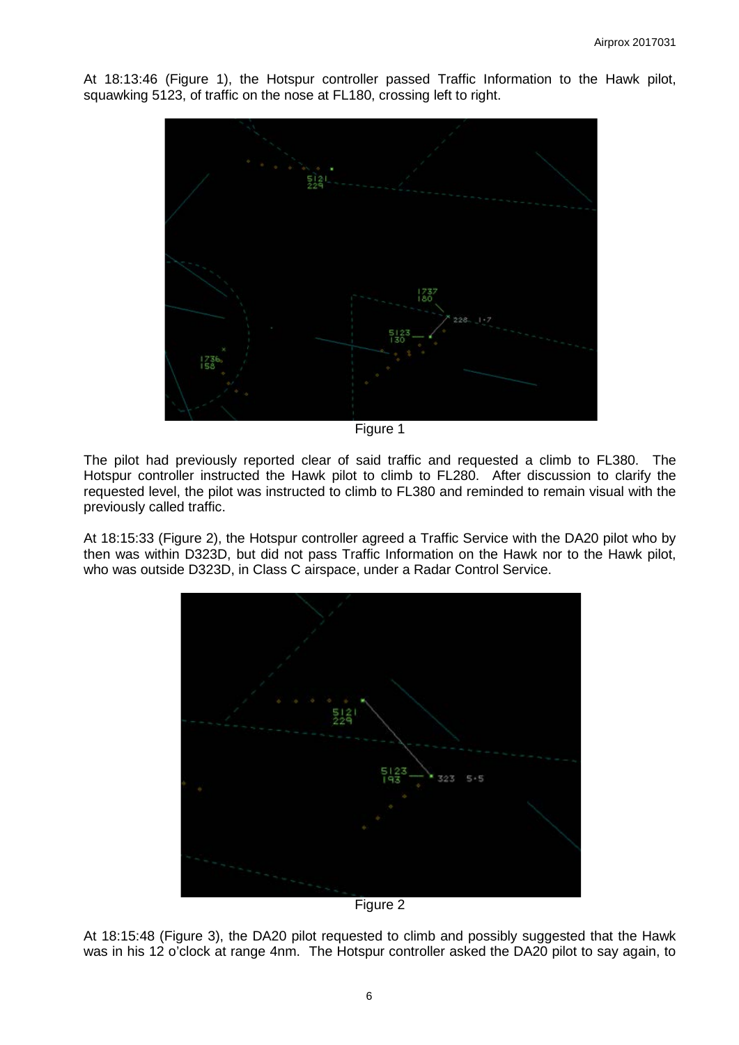At 18:13:46 (Figure 1), the Hotspur controller passed Traffic Information to the Hawk pilot, squawking 5123, of traffic on the nose at FL180, crossing left to right.

Figure 1

The pilot had previously reported clear of said traffic and requested a climb to FL380. The Hotspur controller instructed the Hawk pilot to climb to FL280. After discussion to clarify the requested level, the pilot was instructed to climb to FL380 and reminded to remain visual with the previously called traffic.

At 18:15:33 (Figure 2), the Hotspur controller agreed a Traffic Service with the DA20 pilot who by then was within D323D, but did not pass Traffic Information on the Hawk nor to the Hawk pilot, who was outside D323D, in Class C airspace, under a Radar Control Service.

Figure 2

At 18:15:48 (Figure 3), the DA20 pilot requested to climb and possibly suggested that the Hawk was in his 12 o'clock at range 4nm. The Hotspur controller asked the DA20 pilot to say again, to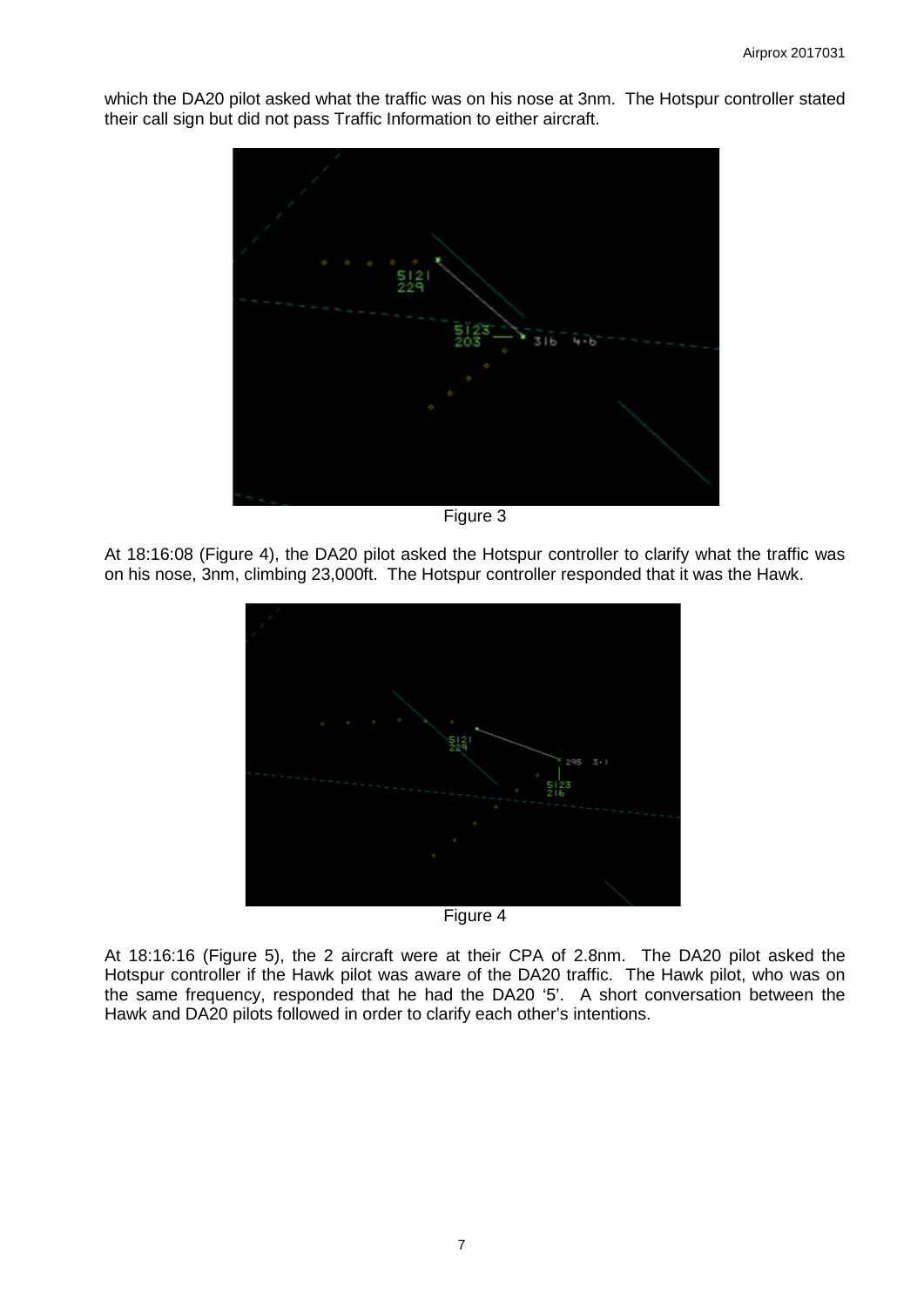which the DA20 pilot asked what the traffic was on his nose at 3nm. The Hotspur controller stated their call sign but did not pass Traffic Information to either aircraft.

Figure 3

At 18:16:08 (Figure 4), the DA20 pilot asked the Hotspur controller to clarify what the traffic was on his nose, 3nm, climbing 23,000ft. The Hotspur controller responded that it was the Hawk.

Figure 4

At 18:16:16 (Figure 5), the 2 aircraft were at their CPA of 2.8nm. The DA20 pilot asked the Hotspur controller if the Hawk pilot was aware of the DA20 traffic. The Hawk pilot, who was on the same frequency, responded that he had the DA20 '5'. A short conversation between the Hawk and DA20 pilots followed in order to clarify each other's intentions.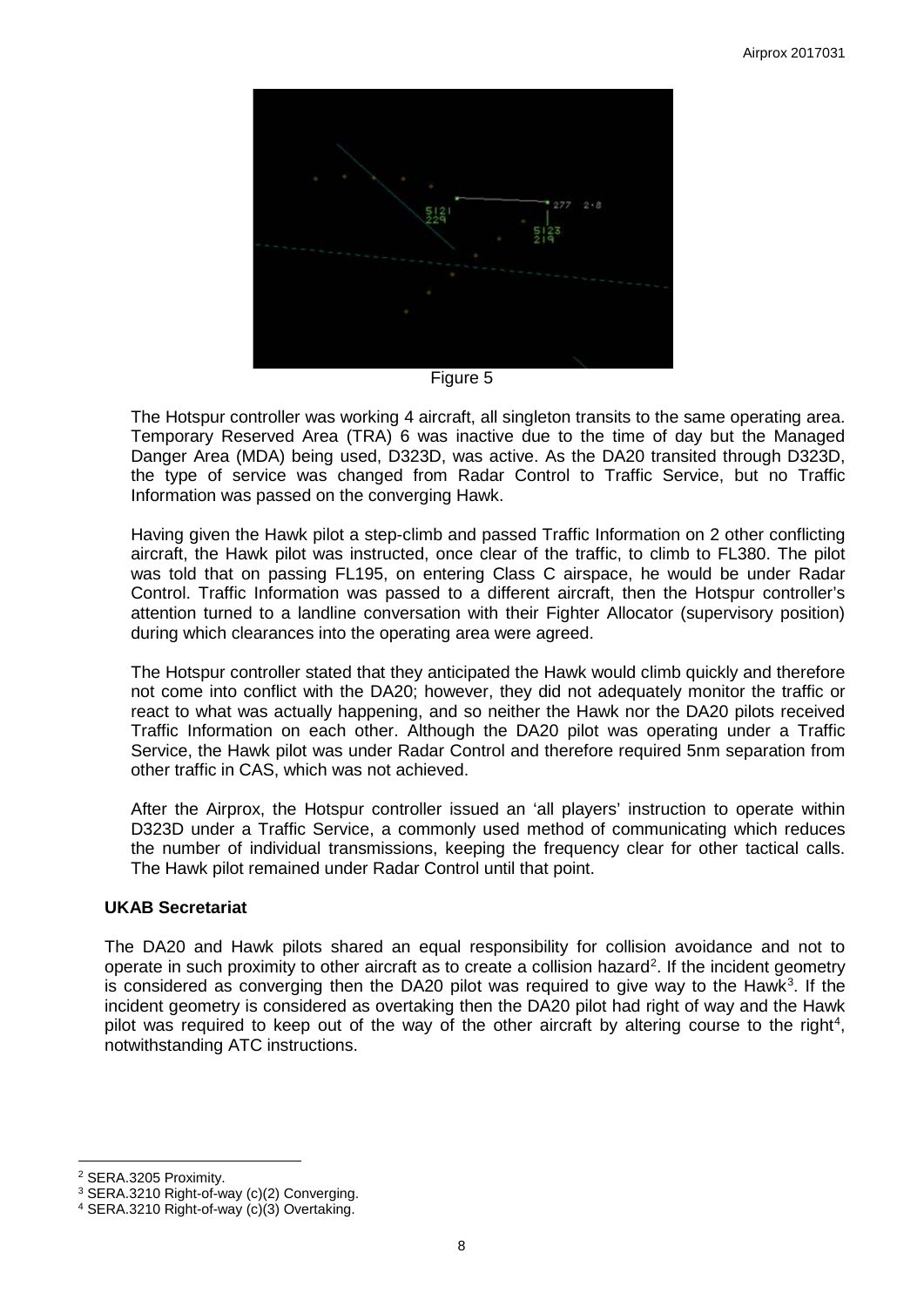Figure 5

The Hotspur controller was working 4 aircraft, all singleton transits to the same operating area. Temporary Reserved Area (TRA) 6 was inactive due to the time of day but the Managed Danger Area (MDA) being used, D323D, was active. As the DA20 transited through D323D, the type of service was changed from Radar Control to Traffic Service, but no Traffic Information was passed on the converging Hawk.

Having given the Hawk pilot a step-climb and passed Traffic Information on 2 other conflicting aircraft, the Hawk pilot was instructed, once clear of the traffic, to climb to FL380. The pilot was told that on passing FL195, on entering Class C airspace, he would be under Radar Control. Traffic Information was passed to a different aircraft, then the Hotspur controller's attention turned to a landline conversation with their Fighter Allocator (supervisory position) during which clearances into the operating area were agreed.

The Hotspur controller stated that they anticipated the Hawk would climb quickly and therefore not come into conflict with the DA20; however, they did not adequately monitor the traffic or react to what was actually happening, and so neither the Hawk nor the DA20 pilots received Traffic Information on each other. Although the DA20 pilot was operating under a Traffic Service, the Hawk pilot was under Radar Control and therefore required 5nm separation from other traffic in CAS, which was not achieved.

After the Airprox, the Hotspur controller issued an 'all players' instruction to operate within D323D under a Traffic Service, a commonly used method of communicating which reduces the number of individual transmissions, keeping the frequency clear for other tactical calls. The Hawk pilot remained under Radar Control until that point.

### UKAB Secretariat

The DA20 and Hawk pilots shared an equal responsibility for collision avoidance and not to operate in such proximity to other aircraft as to create a collision hazard[2]. If the incident geometry is considered as converging then the DA20 pilot was required to give way to the Hawk[3]. If the incident geometry is considered as overtaking then the DA20 pilot had right of way and the Hawk pilot was required to keep out of the way of the other aircraft by altering course to the right[4], notwithstanding ATC instructions.

[2] SERA.3205 Proximity.
[3] SERA.3210 Right-of-way (c)(2) Converging.
[4] SERA.3210 Right-of-way (c)(3) Overtaking.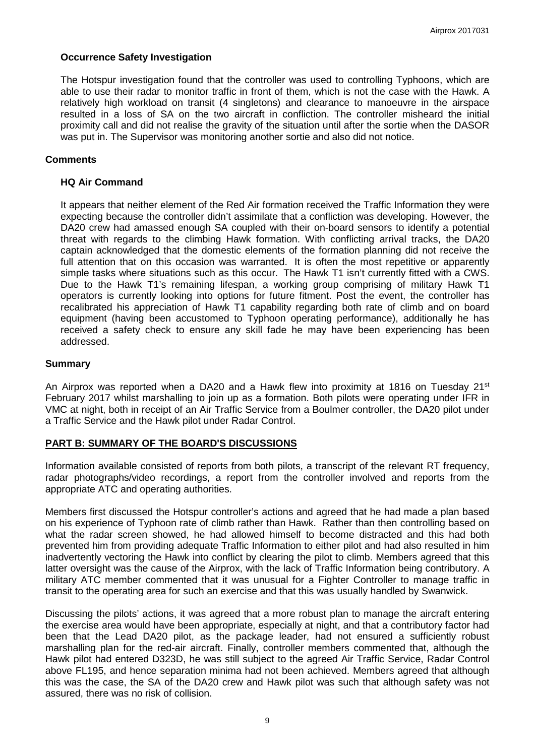### Occurrence Safety Investigation

The Hotspur investigation found that the controller was used to controlling Typhoons, which are able to use their radar to monitor traffic in front of them, which is not the case with the Hawk. A relatively high workload on transit (4 singletons) and clearance to manoeuvre in the airspace resulted in a loss of SA on the two aircraft in confliction. The controller misheard the initial proximity call and did not realise the gravity of the situation until after the sortie when the DASOR was put in. The Supervisor was monitoring another sortie and also did not notice.

## Comments

### HQ Air Command

It appears that neither element of the Red Air formation received the Traffic Information they were expecting because the controller didn't assimilate that a confliction was developing. However, the DA20 crew had amassed enough SA coupled with their on-board sensors to identify a potential threat with regards to the climbing Hawk formation. With conflicting arrival tracks, the DA20 captain acknowledged that the domestic elements of the formation planning did not receive the full attention that on this occasion was warranted. It is often the most repetitive or apparently simple tasks where situations such as this occur. The Hawk T1 isn't currently fitted with a CWS. Due to the Hawk T1's remaining lifespan, a working group comprising of military Hawk T1 operators is currently looking into options for future fitment. Post the event, the controller has recalibrated his appreciation of Hawk T1 capability regarding both rate of climb and on board equipment (having been accustomed to Typhoon operating performance), additionally he has received a safety check to ensure any skill fade he may have been experiencing has been addressed.

## Summary

An Airprox was reported when a DA20 and a Hawk flew into proximity at 1816 on Tuesday 21st February 2017 whilst marshalling to join up as a formation. Both pilots were operating under IFR in VMC at night, both in receipt of an Air Traffic Service from a Boulmer controller, the DA20 pilot under a Traffic Service and the Hawk pilot under Radar Control.

## PART B: SUMMARY OF THE BOARD'S DISCUSSIONS

Information available consisted of reports from both pilots, a transcript of the relevant RT frequency, radar photographs/video recordings, a report from the controller involved and reports from the appropriate ATC and operating authorities.

Members first discussed the Hotspur controller's actions and agreed that he had made a plan based on his experience of Typhoon rate of climb rather than Hawk. Rather than then controlling based on what the radar screen showed, he had allowed himself to become distracted and this had both prevented him from providing adequate Traffic Information to either pilot and had also resulted in him inadvertently vectoring the Hawk into conflict by clearing the pilot to climb. Members agreed that this latter oversight was the cause of the Airprox, with the lack of Traffic Information being contributory. A military ATC member commented that it was unusual for a Fighter Controller to manage traffic in transit to the operating area for such an exercise and that this was usually handled by Swanwick.

Discussing the pilots' actions, it was agreed that a more robust plan to manage the aircraft entering the exercise area would have been appropriate, especially at night, and that a contributory factor had been that the Lead DA20 pilot, as the package leader, had not ensured a sufficiently robust marshalling plan for the red-air aircraft. Finally, controller members commented that, although the Hawk pilot had entered D323D, he was still subject to the agreed Air Traffic Service, Radar Control above FL195, and hence separation minima had not been achieved. Members agreed that although this was the case, the SA of the DA20 crew and Hawk pilot was such that although safety was not assured, there was no risk of collision.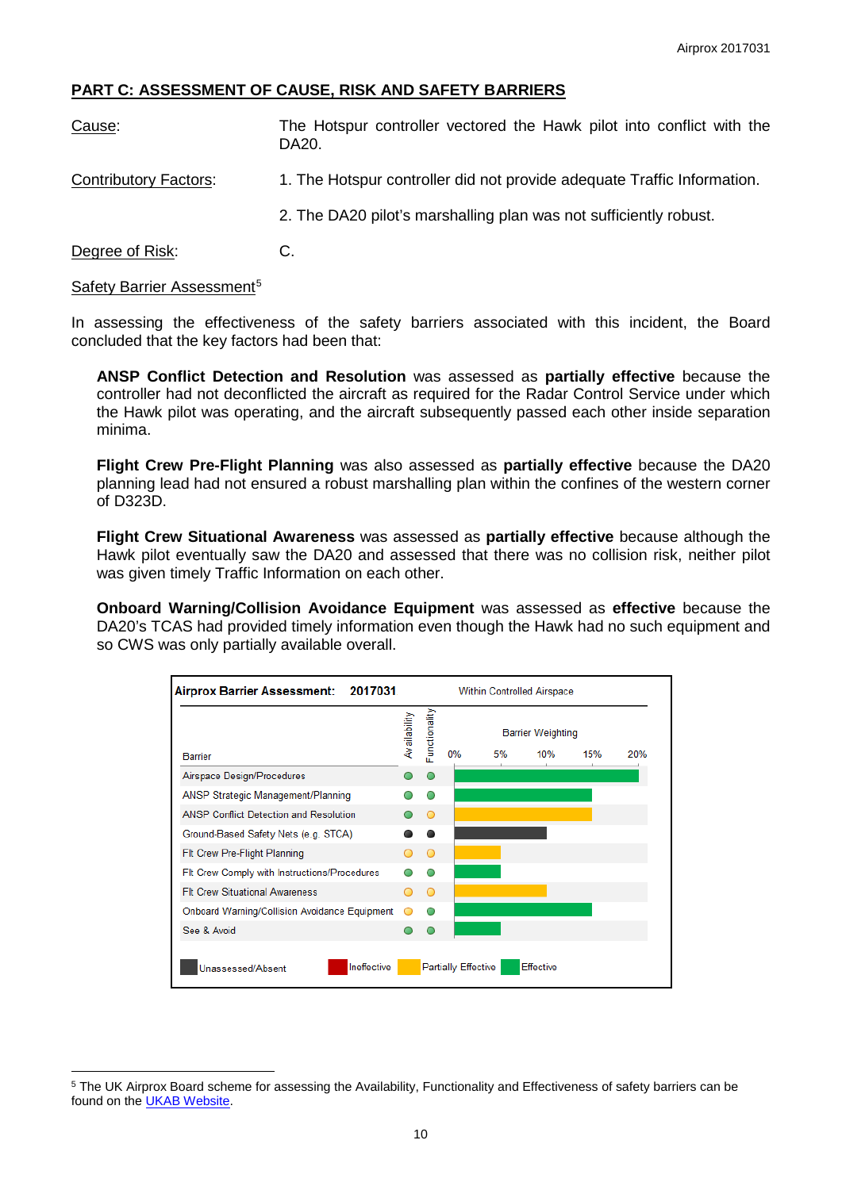## PART C: ASSESSMENT OF CAUSE, RISK AND SAFETY BARRIERS

Cause: The Hotspur controller vectored the Hawk pilot into conflict with the DA20.

Contributory Factors:

1. The Hotspur controller did not provide adequate Traffic Information.
2. The DA20 pilot's marshalling plan was not sufficiently robust.

Degree of Risk: C.

Safety Barrier Assessment[5]

In assessing the effectiveness of the safety barriers associated with this incident, the Board concluded that the key factors had been that:

**ANSP Conflict Detection and Resolution** was assessed as **partially effective** because the controller had not deconflicted the aircraft as required for the Radar Control Service under which the Hawk pilot was operating, and the aircraft subsequently passed each other inside separation minima.

**Flight Crew Pre-Flight Planning** was also assessed as **partially effective** because the DA20 planning lead had not ensured a robust marshalling plan within the confines of the western corner of D323D.

**Flight Crew Situational Awareness** was assessed as **partially effective** because although the Hawk pilot eventually saw the DA20 and assessed that there was no collision risk, neither pilot was given timely Traffic Information on each other.

**Onboard Warning/Collision Avoidance Equipment** was assessed as **effective** because the DA20's TCAS had provided timely information even though the Hawk had no such equipment and so CWS was only partially available overall.

Airprox Barrier Assessment: 2017031

Within Controlled Airspace

Barrier

Availability

Functionality

Barrier Weighting

0% 5% 10% 15% 20%

Airspace Design/Procedures

ANSP Strategic Management/Planning

ANSP Conflict Detection and Resolution

Ground-Based Safety Nets (e.g. STCA)

Flt Crew Pre-Flight Planning

Flt Crew Comply with Instructions/Procedures

Flt Crew Situational Awareness

Onboard Warning/Collision Avoidance Equipment

See & Avoid

Unassessed/Absent

Ineffective

Partially Effective

Effective

---

[5] The UK Airprox Board scheme for assessing the Availability, Functionality and Effectiveness of safety barriers can be found on the [UKAB Website](UKAB Website).